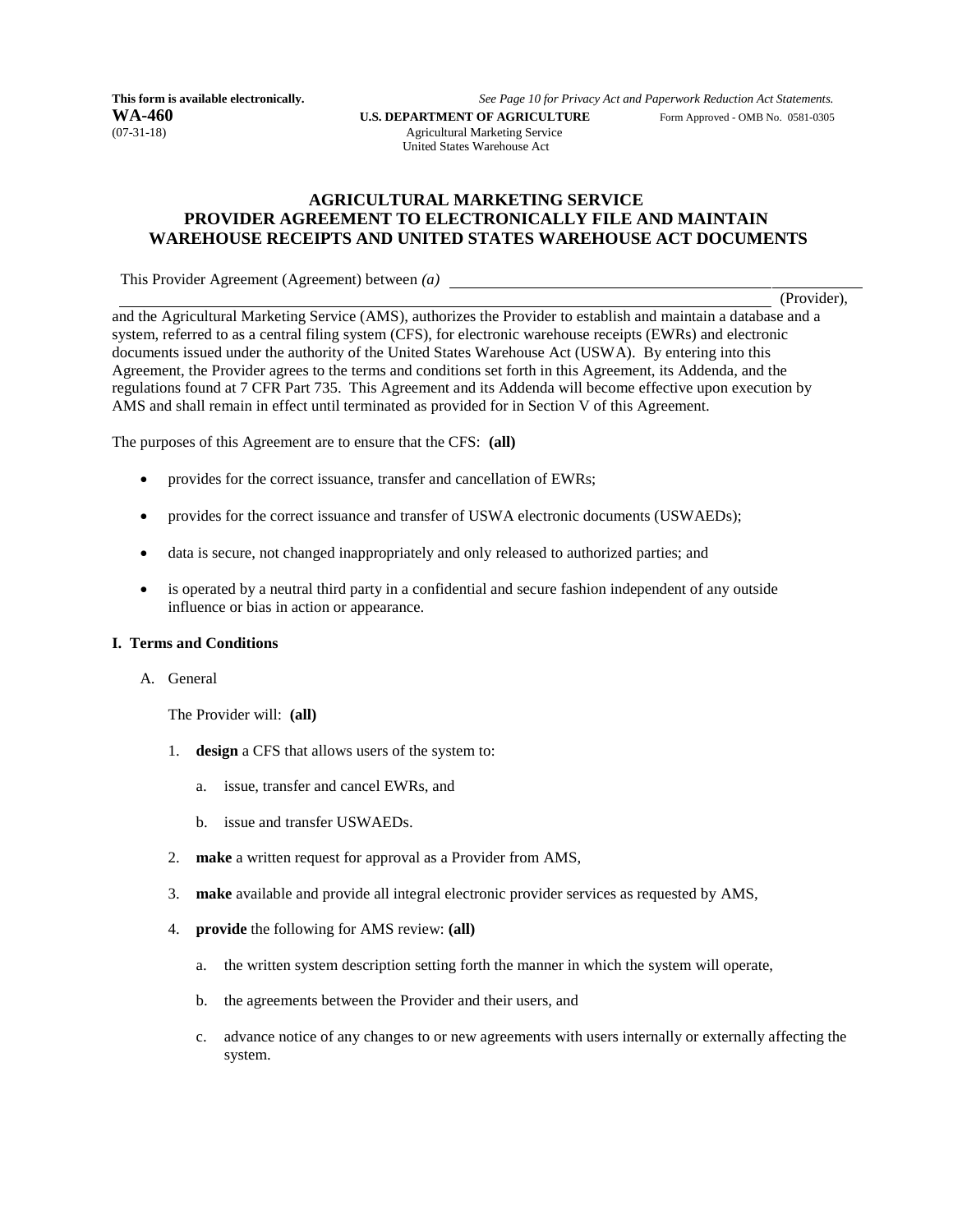This form is available electronically. *See Page 10 for Privacy Act and Paperwork Reduction Act Statements.*

**WA-460** **U.S. DEPARTMENT OF AGRICULTURE** Form Approved - OMB No. 0581-0305
(07-31-18) Agricultural Marketing Service
United States Warehouse Act

# AGRICULTURAL MARKETING SERVICE PROVIDER AGREEMENT TO ELECTRONICALLY FILE AND MAINTAIN WAREHOUSE RECEIPTS AND UNITED STATES WAREHOUSE ACT DOCUMENTS

This Provider Agreement (Agreement) between *(a)* ______________________________ (Provider), and the Agricultural Marketing Service (AMS), authorizes the Provider to establish and maintain a database and a system, referred to as a central filing system (CFS), for electronic warehouse receipts (EWRs) and electronic documents issued under the authority of the United States Warehouse Act (USWA). By entering into this Agreement, the Provider agrees to the terms and conditions set forth in this Agreement, its Addenda, and the regulations found at 7 CFR Part 735. This Agreement and its Addenda will become effective upon execution by AMS and shall remain in effect until terminated as provided for in Section V of this Agreement.

The purposes of this Agreement are to ensure that the CFS: **(all)**

- provides for the correct issuance, transfer and cancellation of EWRs;
- provides for the correct issuance and transfer of USWA electronic documents (USWAEDs);
- data is secure, not changed inappropriately and only released to authorized parties; and
- is operated by a neutral third party in a confidential and secure fashion independent of any outside influence or bias in action or appearance.

## I. Terms and Conditions

A. General

The Provider will: **(all)**

1. **design** a CFS that allows users of the system to:
   a. issue, transfer and cancel EWRs, and
   b. issue and transfer USWAEDs.
2. **make** a written request for approval as a Provider from AMS,
3. **make** available and provide all integral electronic provider services as requested by AMS,
4. **provide** the following for AMS review: **(all)**
   a. the written system description setting forth the manner in which the system will operate,
   b. the agreements between the Provider and their users, and
   c. advance notice of any changes to or new agreements with users internally or externally affecting the system.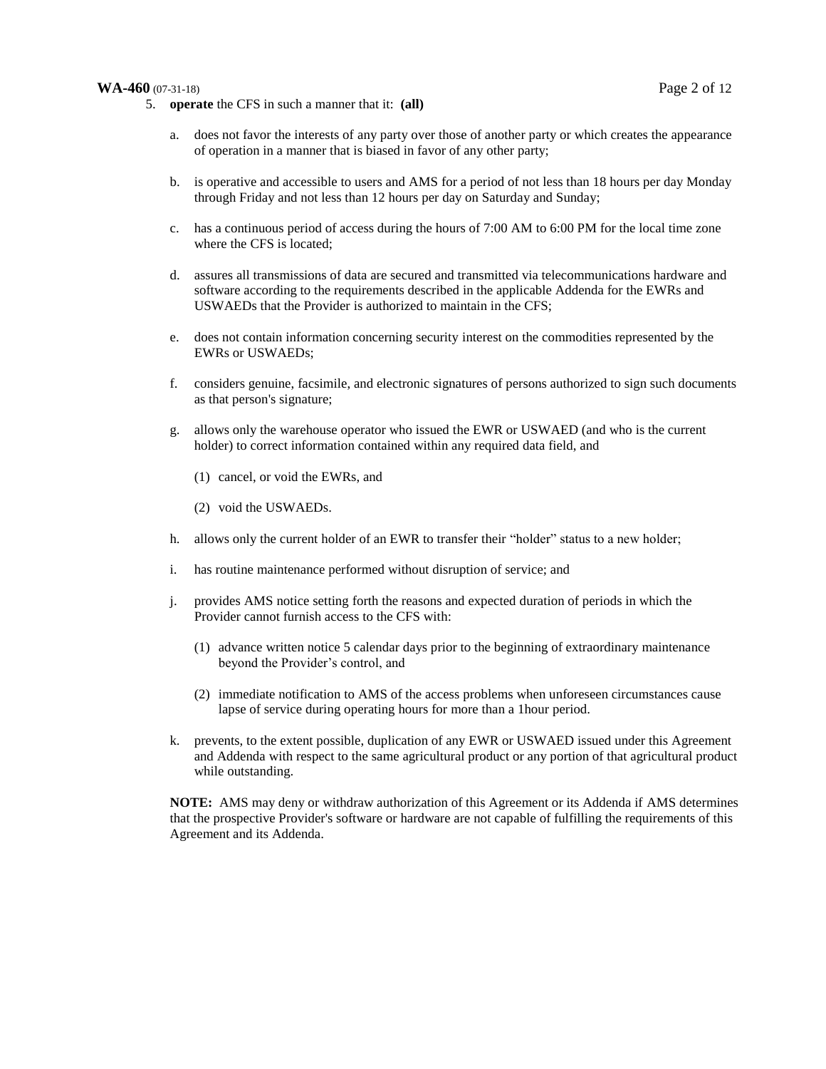5. **operate** the CFS in such a manner that it: **(all)**

   a. does not favor the interests of any party over those of another party or which creates the appearance of operation in a manner that is biased in favor of any other party;

   b. is operative and accessible to users and AMS for a period of not less than 18 hours per day Monday through Friday and not less than 12 hours per day on Saturday and Sunday;

   c. has a continuous period of access during the hours of 7:00 AM to 6:00 PM for the local time zone where the CFS is located;

   d. assures all transmissions of data are secured and transmitted via telecommunications hardware and software according to the requirements described in the applicable Addenda for the EWRs and USWAEDs that the Provider is authorized to maintain in the CFS;

   e. does not contain information concerning security interest on the commodities represented by the EWRs or USWAEDs;

   f. considers genuine, facsimile, and electronic signatures of persons authorized to sign such documents as that person's signature;

   g. allows only the warehouse operator who issued the EWR or USWAED (and who is the current holder) to correct information contained within any required data field, and

      (1) cancel, or void the EWRs, and

      (2) void the USWAEDs.

   h. allows only the current holder of an EWR to transfer their "holder" status to a new holder;

   i. has routine maintenance performed without disruption of service; and

   j. provides AMS notice setting forth the reasons and expected duration of periods in which the Provider cannot furnish access to the CFS with:

      (1) advance written notice 5 calendar days prior to the beginning of extraordinary maintenance beyond the Provider's control, and

      (2) immediate notification to AMS of the access problems when unforeseen circumstances cause lapse of service during operating hours for more than a 1hour period.

   k. prevents, to the extent possible, duplication of any EWR or USWAED issued under this Agreement and Addenda with respect to the same agricultural product or any portion of that agricultural product while outstanding.

   **NOTE:** AMS may deny or withdraw authorization of this Agreement or its Addenda if AMS determines that the prospective Provider's software or hardware are not capable of fulfilling the requirements of this Agreement and its Addenda.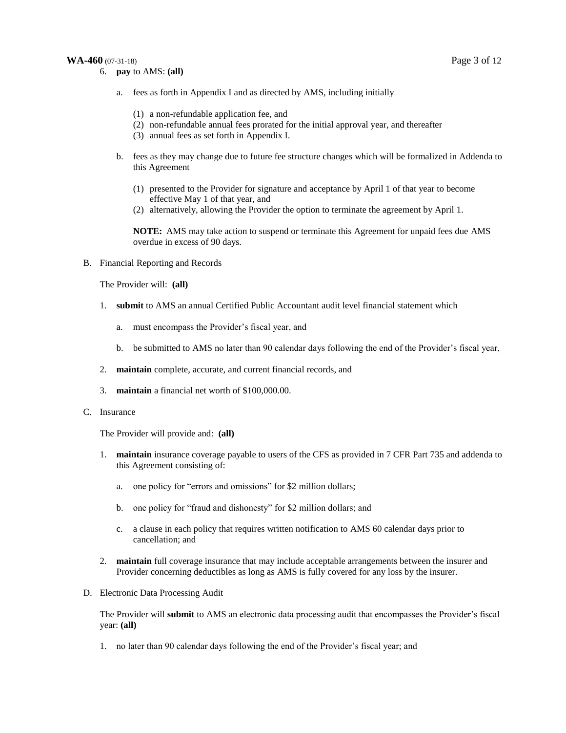6. **pay** to AMS: **(all)**

    a. fees as forth in Appendix I and as directed by AMS, including initially

    (1) a non-refundable application fee, and
    (2) non-refundable annual fees prorated for the initial approval year, and thereafter
    (3) annual fees as set forth in Appendix I.

    b. fees as they may change due to future fee structure changes which will be formalized in Addenda to this Agreement

    (1) presented to the Provider for signature and acceptance by April 1 of that year to become effective May 1 of that year, and
    (2) alternatively, allowing the Provider the option to terminate the agreement by April 1.

    **NOTE:** AMS may take action to suspend or terminate this Agreement for unpaid fees due AMS overdue in excess of 90 days.

B. Financial Reporting and Records

The Provider will: **(all)**

1. **submit** to AMS an annual Certified Public Accountant audit level financial statement which

    a. must encompass the Provider's fiscal year, and

    b. be submitted to AMS no later than 90 calendar days following the end of the Provider's fiscal year,

2. **maintain** complete, accurate, and current financial records, and

3. **maintain** a financial net worth of $100,000.00.

C. Insurance

The Provider will provide and: **(all)**

1. **maintain** insurance coverage payable to users of the CFS as provided in 7 CFR Part 735 and addenda to this Agreement consisting of:

    a. one policy for "errors and omissions" for $2 million dollars;

    b. one policy for "fraud and dishonesty" for $2 million dollars; and

    c. a clause in each policy that requires written notification to AMS 60 calendar days prior to cancellation; and

2. **maintain** full coverage insurance that may include acceptable arrangements between the insurer and Provider concerning deductibles as long as AMS is fully covered for any loss by the insurer.

D. Electronic Data Processing Audit

The Provider will **submit** to AMS an electronic data processing audit that encompasses the Provider's fiscal year: **(all)**

1. no later than 90 calendar days following the end of the Provider's fiscal year; and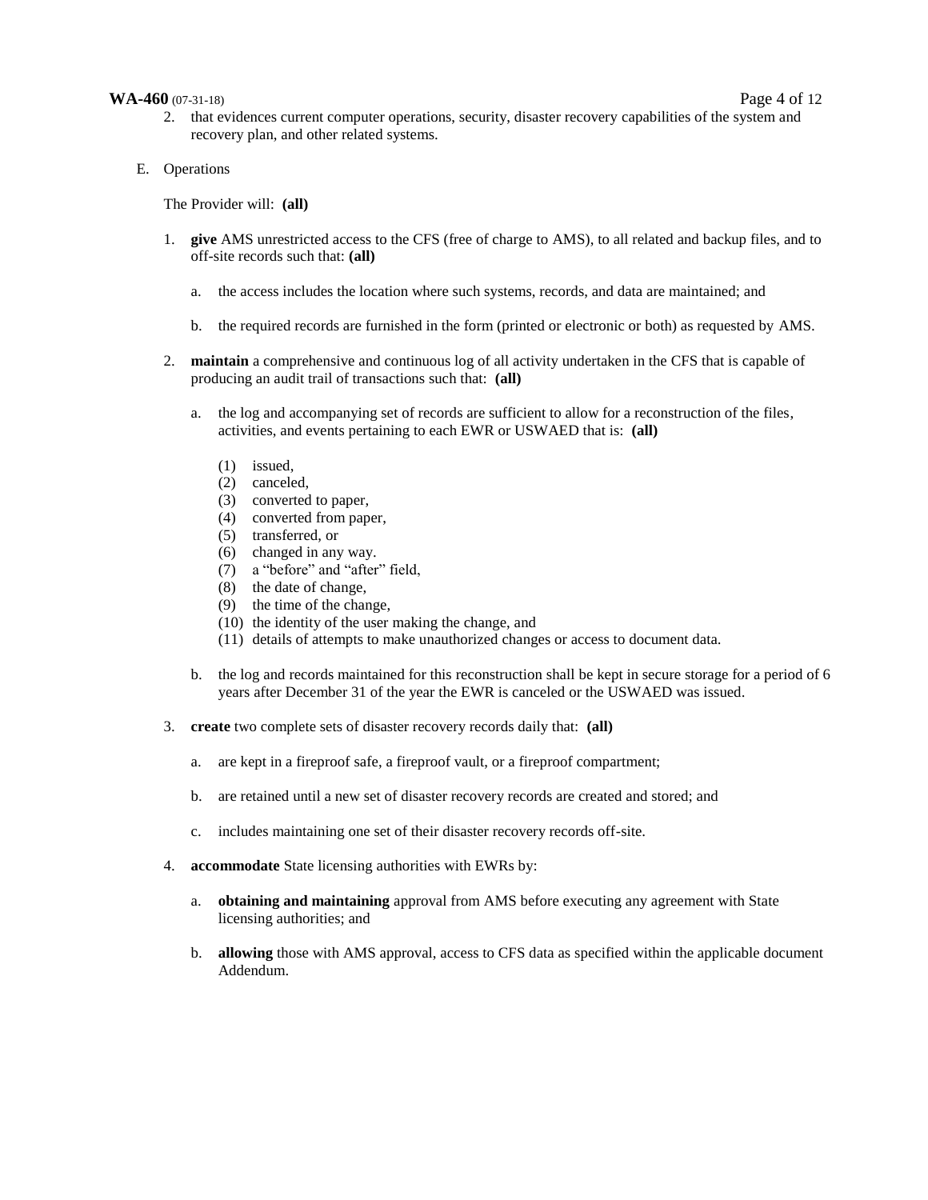2. that evidences current computer operations, security, disaster recovery capabilities of the system and recovery plan, and other related systems.

E. Operations

The Provider will: **(all)**

1. **give** AMS unrestricted access to the CFS (free of charge to AMS), to all related and backup files, and to off-site records such that: **(all)**

   a. the access includes the location where such systems, records, and data are maintained; and

   b. the required records are furnished in the form (printed or electronic or both) as requested by AMS.

2. **maintain** a comprehensive and continuous log of all activity undertaken in the CFS that is capable of producing an audit trail of transactions such that: **(all)**

   a. the log and accompanying set of records are sufficient to allow for a reconstruction of the files, activities, and events pertaining to each EWR or USWAED that is: **(all)**

      (1) issued,
      (2) canceled,
      (3) converted to paper,
      (4) converted from paper,
      (5) transferred, or
      (6) changed in any way.
      (7) a "before" and "after" field,
      (8) the date of change,
      (9) the time of the change,
      (10) the identity of the user making the change, and
      (11) details of attempts to make unauthorized changes or access to document data.

   b. the log and records maintained for this reconstruction shall be kept in secure storage for a period of 6 years after December 31 of the year the EWR is canceled or the USWAED was issued.

3. **create** two complete sets of disaster recovery records daily that: **(all)**

   a. are kept in a fireproof safe, a fireproof vault, or a fireproof compartment;

   b. are retained until a new set of disaster recovery records are created and stored; and

   c. includes maintaining one set of their disaster recovery records off-site.

4. **accommodate** State licensing authorities with EWRs by:

   a. **obtaining and maintaining** approval from AMS before executing any agreement with State licensing authorities; and

   b. **allowing** those with AMS approval, access to CFS data as specified within the applicable document Addendum.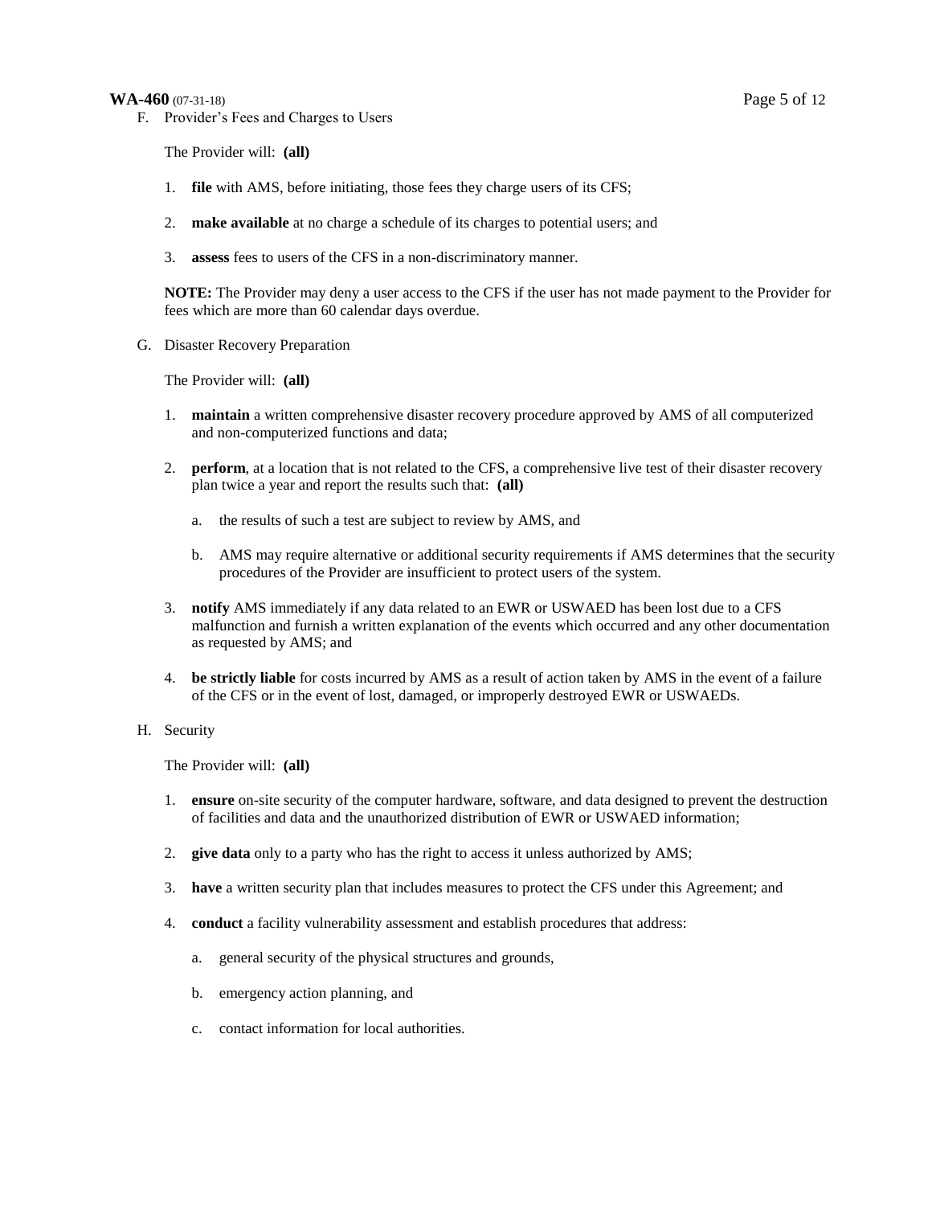F. Provider's Fees and Charges to Users

The Provider will: **(all)**

1. **file** with AMS, before initiating, those fees they charge users of its CFS;

2. **make available** at no charge a schedule of its charges to potential users; and

3. **assess** fees to users of the CFS in a non-discriminatory manner.

**NOTE:** The Provider may deny a user access to the CFS if the user has not made payment to the Provider for fees which are more than 60 calendar days overdue.

G. Disaster Recovery Preparation

The Provider will: **(all)**

1. **maintain** a written comprehensive disaster recovery procedure approved by AMS of all computerized and non-computerized functions and data;

2. **perform**, at a location that is not related to the CFS, a comprehensive live test of their disaster recovery plan twice a year and report the results such that: **(all)**

   a. the results of such a test are subject to review by AMS, and

   b. AMS may require alternative or additional security requirements if AMS determines that the security procedures of the Provider are insufficient to protect users of the system.

3. **notify** AMS immediately if any data related to an EWR or USWAED has been lost due to a CFS malfunction and furnish a written explanation of the events which occurred and any other documentation as requested by AMS; and

4. **be strictly liable** for costs incurred by AMS as a result of action taken by AMS in the event of a failure of the CFS or in the event of lost, damaged, or improperly destroyed EWR or USWAEDs.

H. Security

The Provider will: **(all)**

1. **ensure** on-site security of the computer hardware, software, and data designed to prevent the destruction of facilities and data and the unauthorized distribution of EWR or USWAED information;

2. **give data** only to a party who has the right to access it unless authorized by AMS;

3. **have** a written security plan that includes measures to protect the CFS under this Agreement; and

4. **conduct** a facility vulnerability assessment and establish procedures that address:

   a. general security of the physical structures and grounds,

   b. emergency action planning, and

   c. contact information for local authorities.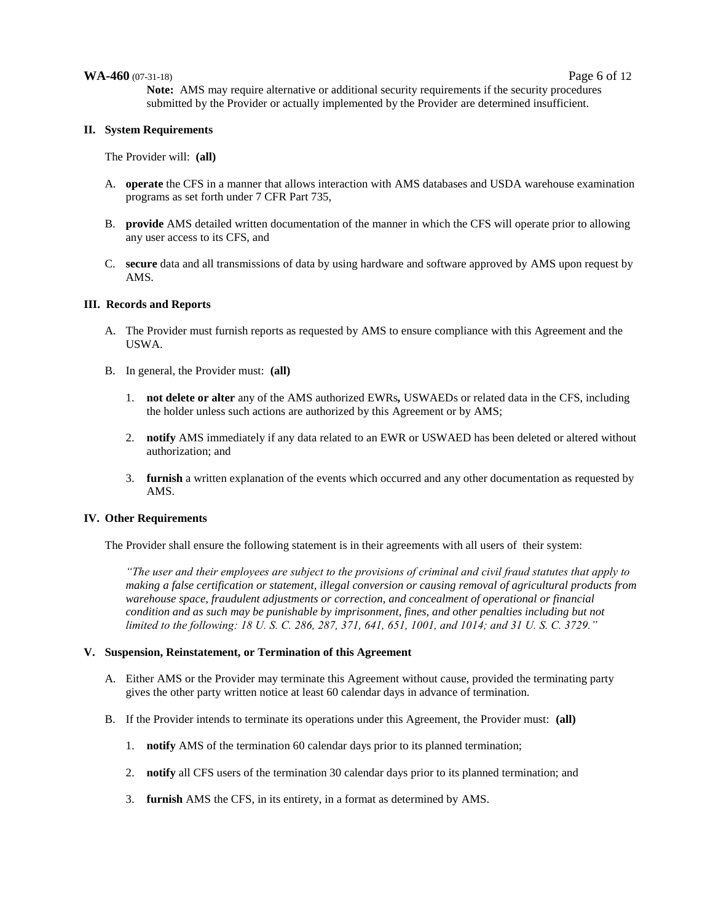**Note:** AMS may require alternative or additional security requirements if the security procedures submitted by the Provider or actually implemented by the Provider are determined insufficient.

## II. System Requirements

The Provider will: **(all)**

A. **operate** the CFS in a manner that allows interaction with AMS databases and USDA warehouse examination programs as set forth under 7 CFR Part 735,

B. **provide** AMS detailed written documentation of the manner in which the CFS will operate prior to allowing any user access to its CFS, and

C. **secure** data and all transmissions of data by using hardware and software approved by AMS upon request by AMS.

## III. Records and Reports

A. The Provider must furnish reports as requested by AMS to ensure compliance with this Agreement and the USWA.

B. In general, the Provider must: **(all)**

1. **not delete or alter** any of the AMS authorized EWRs**,** USWAEDs or related data in the CFS, including the holder unless such actions are authorized by this Agreement or by AMS;

2. **notify** AMS immediately if any data related to an EWR or USWAED has been deleted or altered without authorization; and

3. **furnish** a written explanation of the events which occurred and any other documentation as requested by AMS.

## IV. Other Requirements

The Provider shall ensure the following statement is in their agreements with all users of their system:

*"The user and their employees are subject to the provisions of criminal and civil fraud statutes that apply to making a false certification or statement, illegal conversion or causing removal of agricultural products from warehouse space, fraudulent adjustments or correction, and concealment of operational or financial condition and as such may be punishable by imprisonment, fines, and other penalties including but not limited to the following: 18 U. S. C. 286, 287, 371, 641, 651, 1001, and 1014; and 31 U. S. C. 3729."*

## V. Suspension, Reinstatement, or Termination of this Agreement

A. Either AMS or the Provider may terminate this Agreement without cause, provided the terminating party gives the other party written notice at least 60 calendar days in advance of termination.

B. If the Provider intends to terminate its operations under this Agreement, the Provider must: **(all)**

1. **notify** AMS of the termination 60 calendar days prior to its planned termination;

2. **notify** all CFS users of the termination 30 calendar days prior to its planned termination; and

3. **furnish** AMS the CFS, in its entirety, in a format as determined by AMS.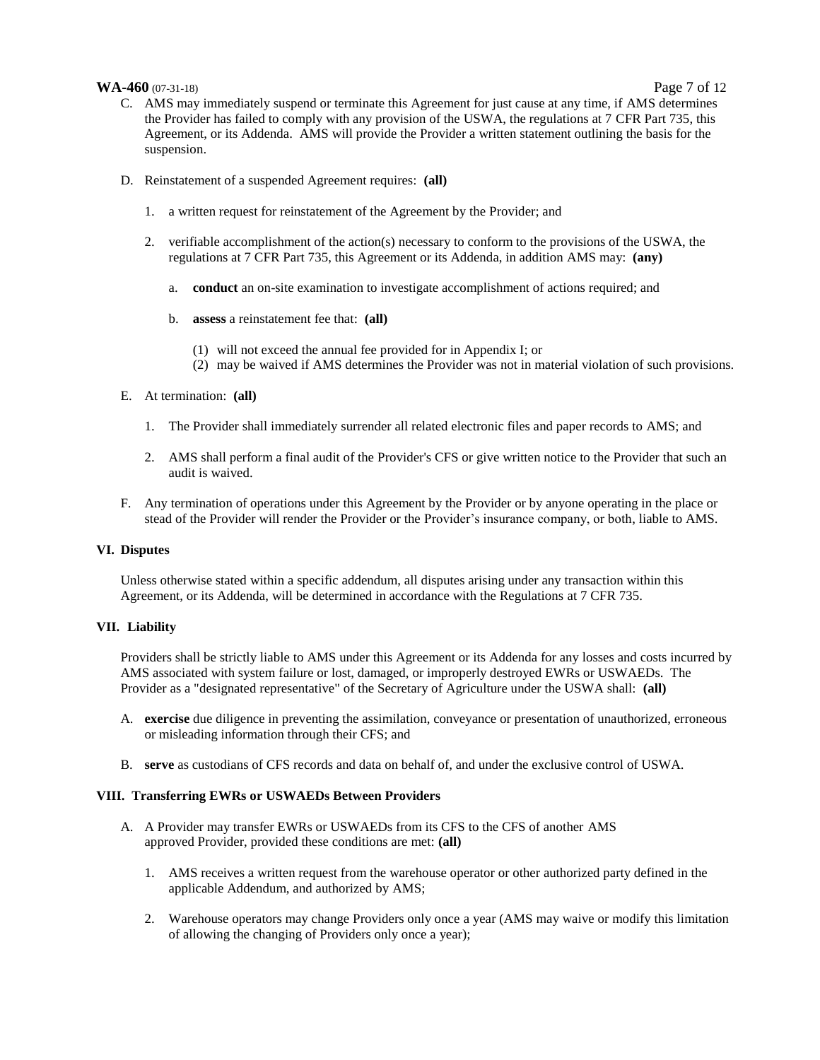C. AMS may immediately suspend or terminate this Agreement for just cause at any time, if AMS determines the Provider has failed to comply with any provision of the USWA, the regulations at 7 CFR Part 735, this Agreement, or its Addenda. AMS will provide the Provider a written statement outlining the basis for the suspension.

D. Reinstatement of a suspended Agreement requires: **(all)**

   1. a written request for reinstatement of the Agreement by the Provider; and

   2. verifiable accomplishment of the action(s) necessary to conform to the provisions of the USWA, the regulations at 7 CFR Part 735, this Agreement or its Addenda, in addition AMS may: **(any)**

      a. **conduct** an on-site examination to investigate accomplishment of actions required; and

      b. **assess** a reinstatement fee that: **(all)**

         (1) will not exceed the annual fee provided for in Appendix I; or
         (2) may be waived if AMS determines the Provider was not in material violation of such provisions.

E. At termination: **(all)**

   1. The Provider shall immediately surrender all related electronic files and paper records to AMS; and

   2. AMS shall perform a final audit of the Provider's CFS or give written notice to the Provider that such an audit is waived.

F. Any termination of operations under this Agreement by the Provider or by anyone operating in the place or stead of the Provider will render the Provider or the Provider's insurance company, or both, liable to AMS.

## VI. Disputes

Unless otherwise stated within a specific addendum, all disputes arising under any transaction within this Agreement, or its Addenda, will be determined in accordance with the Regulations at 7 CFR 735.

## VII. Liability

Providers shall be strictly liable to AMS under this Agreement or its Addenda for any losses and costs incurred by AMS associated with system failure or lost, damaged, or improperly destroyed EWRs or USWAEDs. The Provider as a "designated representative" of the Secretary of Agriculture under the USWA shall: **(all)**

A. **exercise** due diligence in preventing the assimilation, conveyance or presentation of unauthorized, erroneous or misleading information through their CFS; and

B. **serve** as custodians of CFS records and data on behalf of, and under the exclusive control of USWA.

## VIII. Transferring EWRs or USWAEDs Between Providers

A. A Provider may transfer EWRs or USWAEDs from its CFS to the CFS of another AMS approved Provider, provided these conditions are met: **(all)**

   1. AMS receives a written request from the warehouse operator or other authorized party defined in the applicable Addendum, and authorized by AMS;

   2. Warehouse operators may change Providers only once a year (AMS may waive or modify this limitation of allowing the changing of Providers only once a year);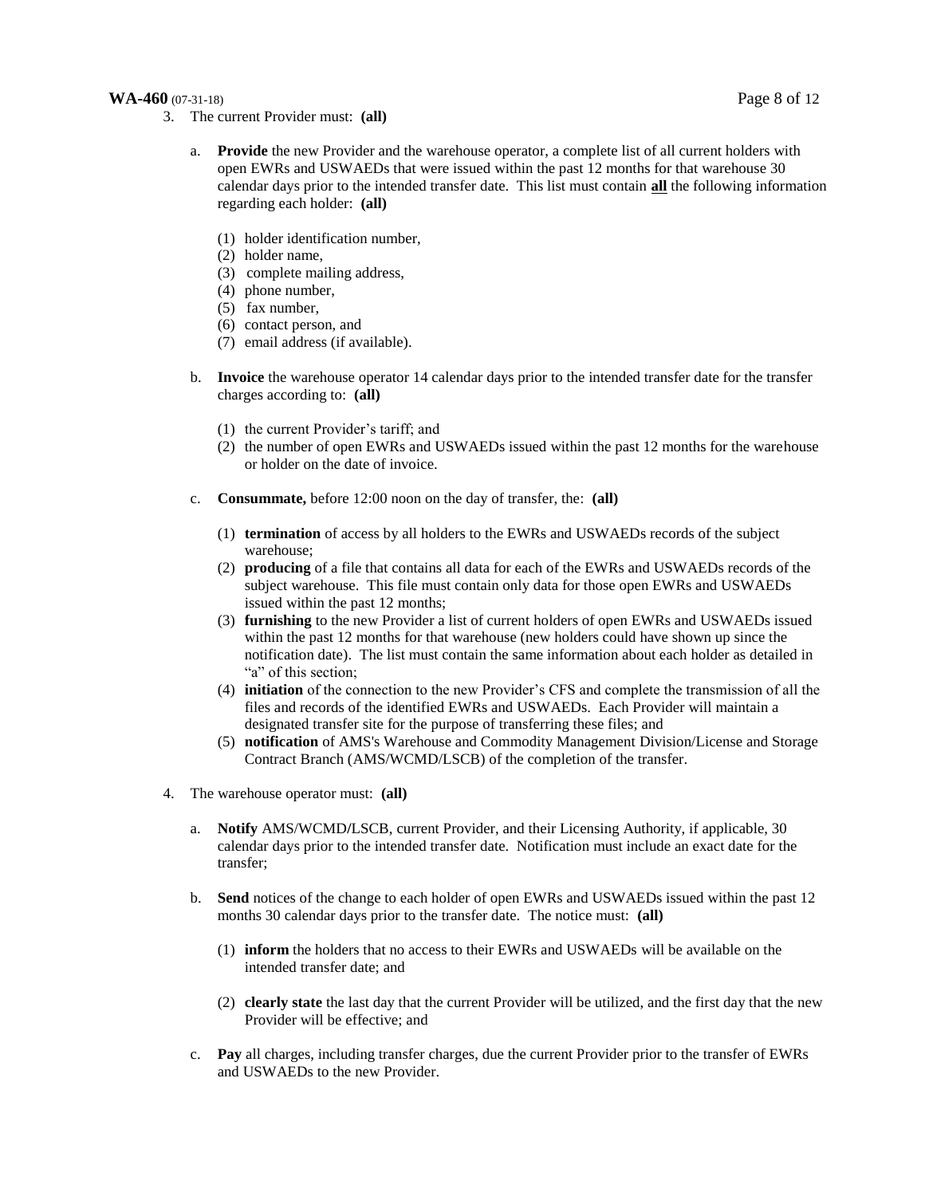3. The current Provider must: **(all)**

   a. **Provide** the new Provider and the warehouse operator, a complete list of all current holders with open EWRs and USWAEDs that were issued within the past 12 months for that warehouse 30 calendar days prior to the intended transfer date. This list must contain **<u>all</u>** the following information regarding each holder: **(all)**

      (1) holder identification number,
      (2) holder name,
      (3) complete mailing address,
      (4) phone number,
      (5) fax number,
      (6) contact person, and
      (7) email address (if available).

   b. **Invoice** the warehouse operator 14 calendar days prior to the intended transfer date for the transfer charges according to: **(all)**

      (1) the current Provider's tariff; and
      (2) the number of open EWRs and USWAEDs issued within the past 12 months for the warehouse or holder on the date of invoice.

   c. **Consummate,** before 12:00 noon on the day of transfer, the: **(all)**

      (1) **termination** of access by all holders to the EWRs and USWAEDs records of the subject warehouse;
      (2) **producing** of a file that contains all data for each of the EWRs and USWAEDs records of the subject warehouse. This file must contain only data for those open EWRs and USWAEDs issued within the past 12 months;
      (3) **furnishing** to the new Provider a list of current holders of open EWRs and USWAEDs issued within the past 12 months for that warehouse (new holders could have shown up since the notification date). The list must contain the same information about each holder as detailed in "a" of this section;
      (4) **initiation** of the connection to the new Provider's CFS and complete the transmission of all the files and records of the identified EWRs and USWAEDs. Each Provider will maintain a designated transfer site for the purpose of transferring these files; and
      (5) **notification** of AMS's Warehouse and Commodity Management Division/License and Storage Contract Branch (AMS/WCMD/LSCB) of the completion of the transfer.

4. The warehouse operator must: **(all)**

   a. **Notify** AMS/WCMD/LSCB, current Provider, and their Licensing Authority, if applicable, 30 calendar days prior to the intended transfer date. Notification must include an exact date for the transfer;

   b. **Send** notices of the change to each holder of open EWRs and USWAEDs issued within the past 12 months 30 calendar days prior to the transfer date. The notice must: **(all)**

      (1) **inform** the holders that no access to their EWRs and USWAEDs will be available on the intended transfer date; and

      (2) **clearly state** the last day that the current Provider will be utilized, and the first day that the new Provider will be effective; and

   c. **Pay** all charges, including transfer charges, due the current Provider prior to the transfer of EWRs and USWAEDs to the new Provider.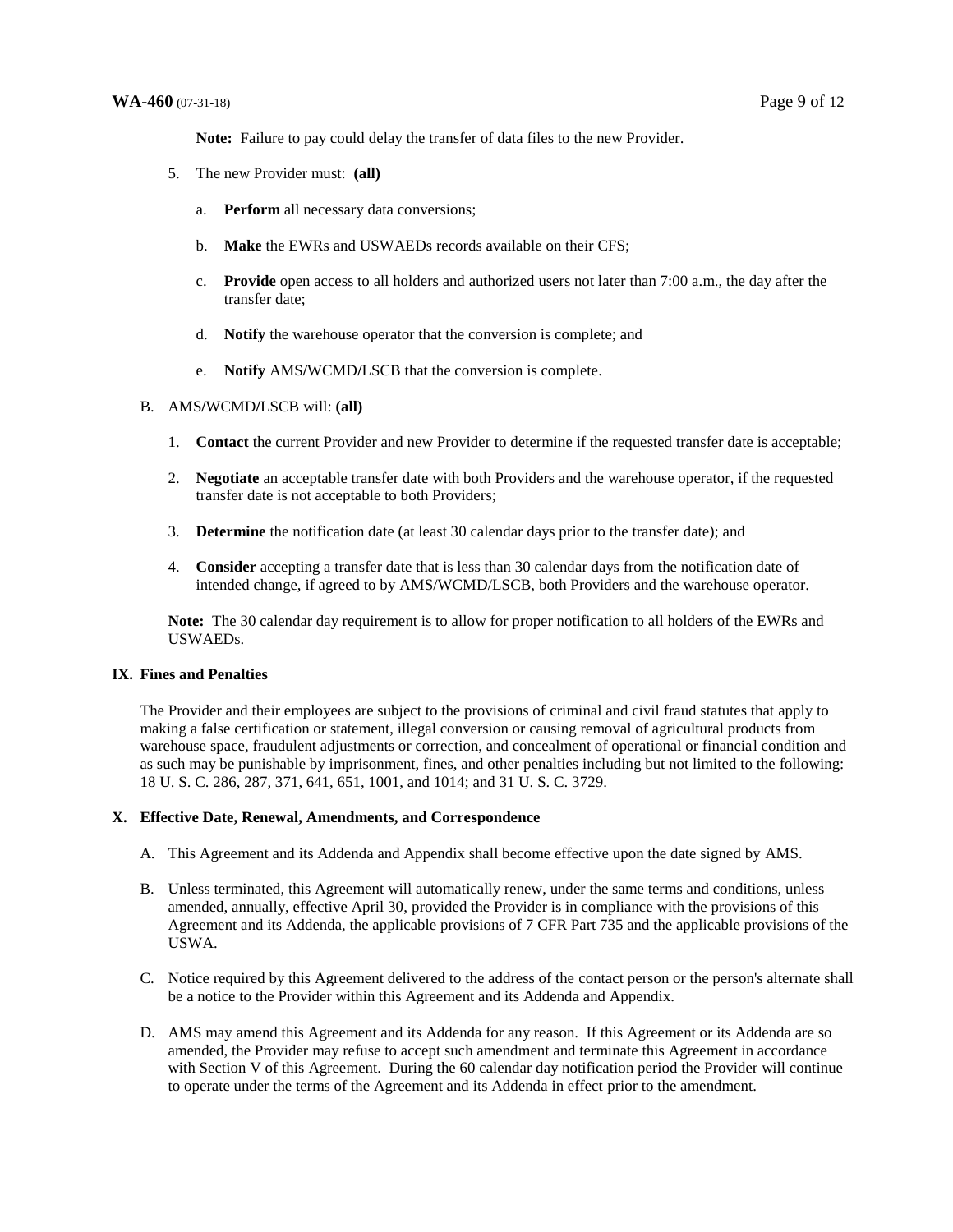**Note:** Failure to pay could delay the transfer of data files to the new Provider.

5. The new Provider must: **(all)**

   a. **Perform** all necessary data conversions;

   b. **Make** the EWRs and USWAEDs records available on their CFS;

   c. **Provide** open access to all holders and authorized users not later than 7:00 a.m., the day after the transfer date;

   d. **Notify** the warehouse operator that the conversion is complete; and

   e. **Notify** AMS/WCMD/LSCB that the conversion is complete.

B. AMS/WCMD/LSCB will: **(all)**

1. **Contact** the current Provider and new Provider to determine if the requested transfer date is acceptable;

2. **Negotiate** an acceptable transfer date with both Providers and the warehouse operator, if the requested transfer date is not acceptable to both Providers;

3. **Determine** the notification date (at least 30 calendar days prior to the transfer date); and

4. **Consider** accepting a transfer date that is less than 30 calendar days from the notification date of intended change, if agreed to by AMS/WCMD/LSCB, both Providers and the warehouse operator.

**Note:** The 30 calendar day requirement is to allow for proper notification to all holders of the EWRs and USWAEDs.

## IX. Fines and Penalties

The Provider and their employees are subject to the provisions of criminal and civil fraud statutes that apply to making a false certification or statement, illegal conversion or causing removal of agricultural products from warehouse space, fraudulent adjustments or correction, and concealment of operational or financial condition and as such may be punishable by imprisonment, fines, and other penalties including but not limited to the following: 18 U. S. C. 286, 287, 371, 641, 651, 1001, and 1014; and 31 U. S. C. 3729.

## X. Effective Date, Renewal, Amendments, and Correspondence

A. This Agreement and its Addenda and Appendix shall become effective upon the date signed by AMS.

B. Unless terminated, this Agreement will automatically renew, under the same terms and conditions, unless amended, annually, effective April 30, provided the Provider is in compliance with the provisions of this Agreement and its Addenda, the applicable provisions of 7 CFR Part 735 and the applicable provisions of the USWA.

C. Notice required by this Agreement delivered to the address of the contact person or the person's alternate shall be a notice to the Provider within this Agreement and its Addenda and Appendix.

D. AMS may amend this Agreement and its Addenda for any reason. If this Agreement or its Addenda are so amended, the Provider may refuse to accept such amendment and terminate this Agreement in accordance with Section V of this Agreement. During the 60 calendar day notification period the Provider will continue to operate under the terms of the Agreement and its Addenda in effect prior to the amendment.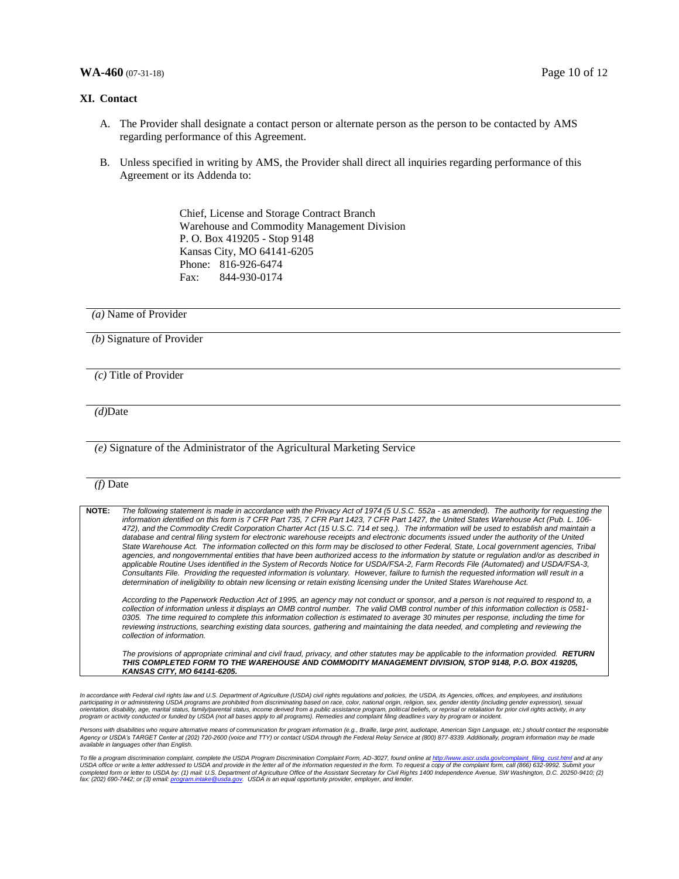## XI. Contact

A. The Provider shall designate a contact person or alternate person as the person to be contacted by AMS regarding performance of this Agreement.

B. Unless specified in writing by AMS, the Provider shall direct all inquiries regarding performance of this Agreement or its Addenda to:

> Chief, License and Storage Contract Branch
> Warehouse and Commodity Management Division
> P. O. Box 419205 - Stop 9148
> Kansas City, MO 64141-6205
> Phone: 816-926-6474
> Fax: 844-930-0174

---

*(a)* Name of Provider

---

*(b)* Signature of Provider

---

*(c)* Title of Provider

---

*(d)*Date

---

*(e)* Signature of the Administrator of the Agricultural Marketing Service

---

*(f)* Date

**NOTE:** *The following statement is made in accordance with the Privacy Act of 1974 (5 U.S.C. 552a - as amended). The authority for requesting the information identified on this form is 7 CFR Part 735, 7 CFR Part 1423, 7 CFR Part 1427, the United States Warehouse Act (Pub. L. 106-472), and the Commodity Credit Corporation Charter Act (15 U.S.C. 714 et seq.). The information will be used to establish and maintain a database and central filing system for electronic warehouse receipts and electronic documents issued under the authority of the United State Warehouse Act. The information collected on this form may be disclosed to other Federal, State, Local government agencies, Tribal agencies, and nongovernmental entities that have been authorized access to the information by statute or regulation and/or as described in applicable Routine Uses identified in the System of Records Notice for USDA/FSA-2, Farm Records File (Automated) and USDA/FSA-3, Consultants File. Providing the requested information is voluntary. However, failure to furnish the requested information will result in a determination of ineligibility to obtain new licensing or retain existing licensing under the United States Warehouse Act.*

*According to the Paperwork Reduction Act of 1995, an agency may not conduct or sponsor, and a person is not required to respond to, a collection of information unless it displays an OMB control number. The valid OMB control number of this information collection is 0581-0305. The time required to complete this information collection is estimated to average 30 minutes per response, including the time for reviewing instructions, searching existing data sources, gathering and maintaining the data needed, and completing and reviewing the collection of information.*

*The provisions of appropriate criminal and civil fraud, privacy, and other statutes may be applicable to the information provided.* ***RETURN THIS COMPLETED FORM TO THE WAREHOUSE AND COMMODITY MANAGEMENT DIVISION, STOP 9148, P.O. BOX 419205, KANSAS CITY, MO 64141-6205.***

*In accordance with Federal civil rights law and U.S. Department of Agriculture (USDA) civil rights regulations and policies, the USDA, its Agencies, offices, and employees, and institutions participating in or administering USDA programs are prohibited from discriminating based on race, color, national origin, religion, sex, gender identity (including gender expression), sexual orientation, disability, age, marital status, family/parental status, income derived from a public assistance program, political beliefs, or reprisal or retaliation for prior civil rights activity, in any program or activity conducted or funded by USDA (not all bases apply to all programs). Remedies and complaint filing deadlines vary by program or incident.*

*Persons with disabilities who require alternative means of communication for program information (e.g., Braille, large print, audiotape, American Sign Language, etc.) should contact the responsible Agency or USDA's TARGET Center at (202) 720-2600 (voice and TTY) or contact USDA through the Federal Relay Service at (800) 877-8339. Additionally, program information may be made available in languages other than English.*

*To file a program discrimination complaint, complete the USDA Program Discrimination Complaint Form, AD-3027, found online at [http://www.ascr.usda.gov/complaint_filing_cust.html](http://www.ascr.usda.gov/complaint_filing_cust.html) and at any USDA office or write a letter addressed to USDA and provide in the letter all of the information requested in the form. To request a copy of the complaint form, call (866) 632-9992. Submit your completed form or letter to USDA by: (1) mail: U.S. Department of Agriculture Office of the Assistant Secretary for Civil Rights 1400 Independence Avenue, SW Washington, D.C. 20250-9410; (2) fax: (202) 690-7442; or (3) email: [program.intake@usda.gov](mailto:program.intake@usda.gov). USDA is an equal opportunity provider, employer, and lender.*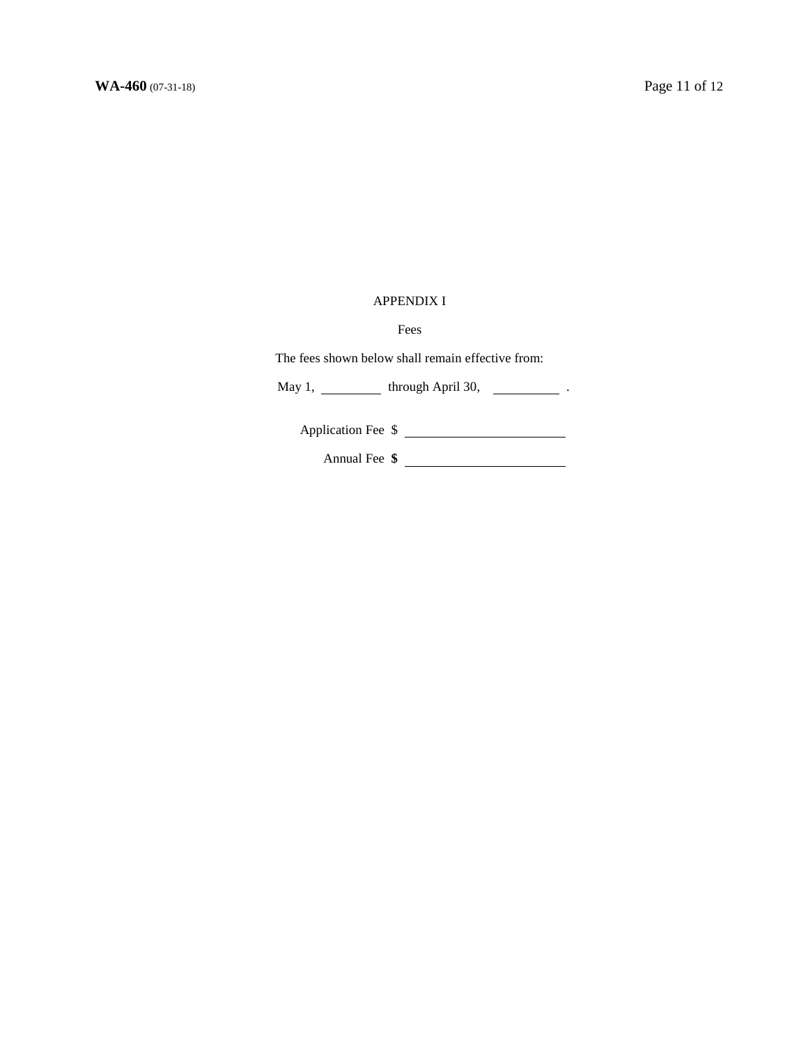# APPENDIX I

## Fees

The fees shown below shall remain effective from:

May 1, \_\_\_\_\_\_\_\_\_\_ through April 30, \_\_\_\_\_\_\_\_\_\_ .

Application Fee $ \_\_\_\_\_\_\_\_\_\_\_\_\_\_\_\_\_\_\_\_\_\_\_\_

Annual Fee **$** \_\_\_\_\_\_\_\_\_\_\_\_\_\_\_\_\_\_\_\_\_\_\_\_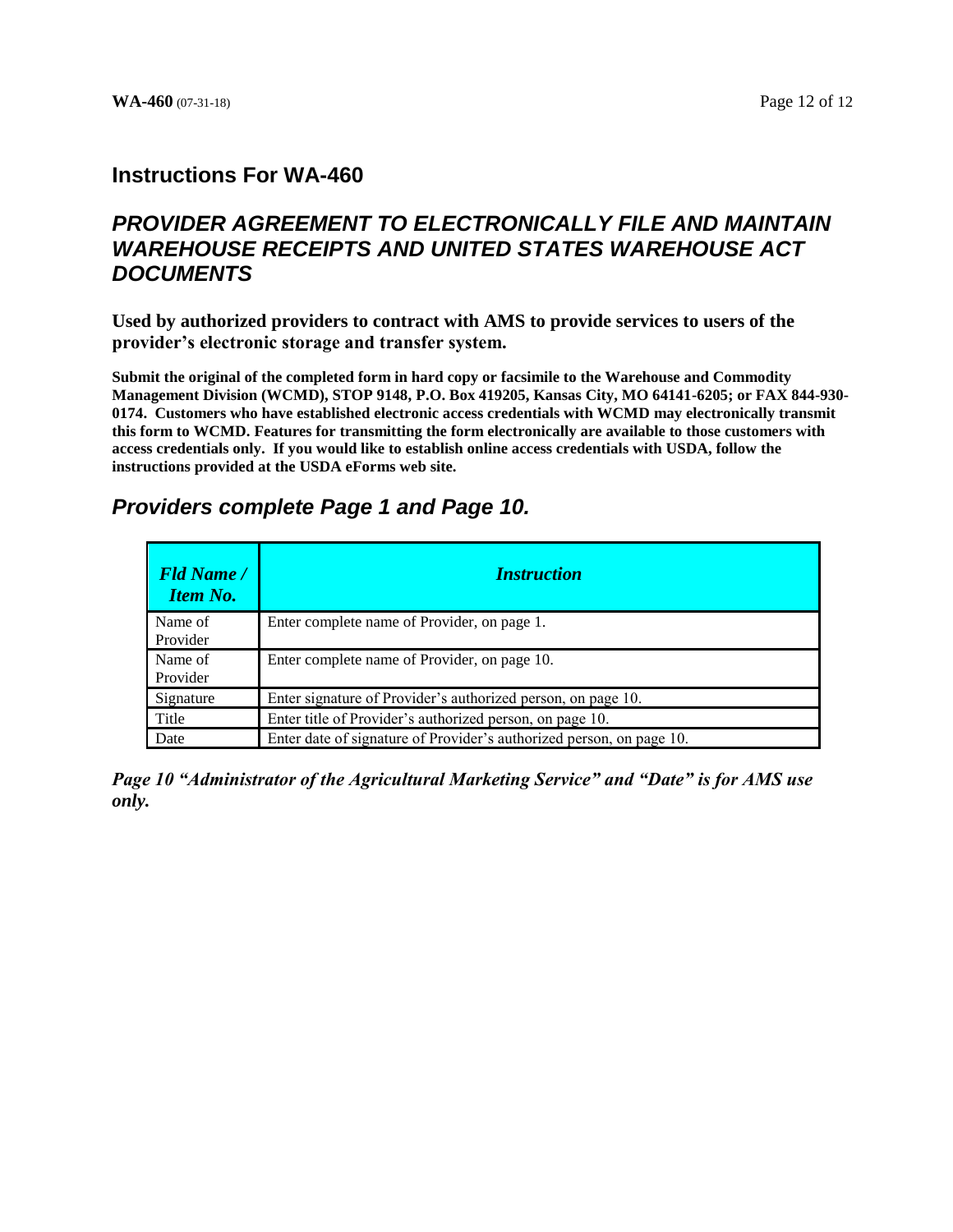## Instructions For WA-460

## *PROVIDER AGREEMENT TO ELECTRONICALLY FILE AND MAINTAIN WAREHOUSE RECEIPTS AND UNITED STATES WAREHOUSE ACT DOCUMENTS*

**Used by authorized providers to contract with AMS to provide services to users of the provider's electronic storage and transfer system.**

**Submit the original of the completed form in hard copy or facsimile to the Warehouse and Commodity Management Division (WCMD), STOP 9148, P.O. Box 419205, Kansas City, MO 64141-6205; or FAX 844-930-0174. Customers who have established electronic access credentials with WCMD may electronically transmit this form to WCMD. Features for transmitting the form electronically are available to those customers with access credentials only. If you would like to establish online access credentials with USDA, follow the instructions provided at the USDA eForms web site.**

## *Providers complete Page 1 and Page 10.*

| *Fld Name / Item No.* | *Instruction* |
|---|---|
| Name of Provider | Enter complete name of Provider, on page 1. |
| Name of Provider | Enter complete name of Provider, on page 10. |
| Signature | Enter signature of Provider's authorized person, on page 10. |
| Title | Enter title of Provider's authorized person, on page 10. |
| Date | Enter date of signature of Provider's authorized person, on page 10. |

***Page 10 "Administrator of the Agricultural Marketing Service" and "Date" is for AMS use only.***